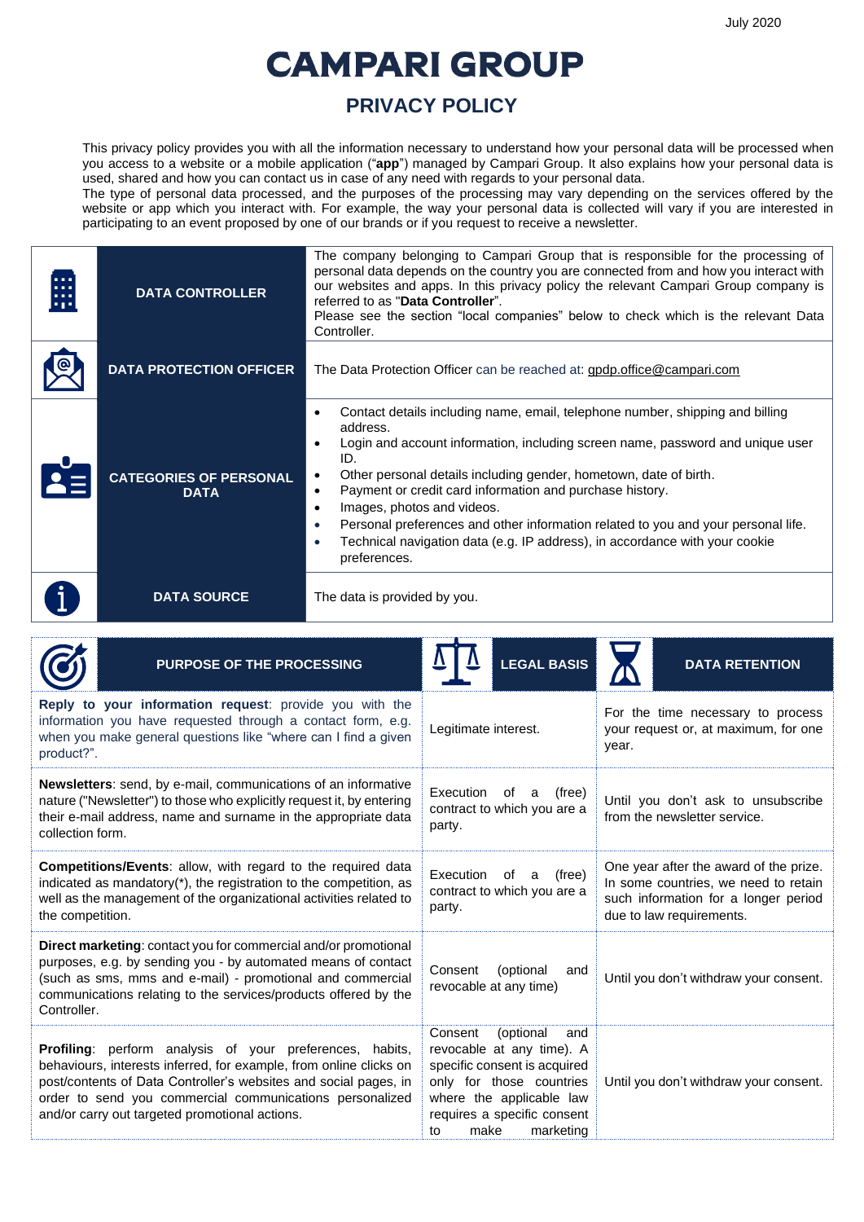July 2020

# CAMPARI GROUP

## PRIVACY POLICY

This privacy policy provides you with all the information necessary to understand how your personal data will be processed when you access to a website or a mobile application ("**app**") managed by Campari Group. It also explains how your personal data is used, shared and how you can contact us in case of any need with regards to your personal data.
The type of personal data processed, and the purposes of the processing may vary depending on the services offered by the website or app which you interact with. For example, the way your personal data is collected will vary if you are interested in participating to an event proposed by one of our brands or if you request to receive a newsletter.

| | | |
|---|---|---|
| | **DATA CONTROLLER** | The company belonging to Campari Group that is responsible for the processing of personal data depends on the country you are connected from and how you interact with our websites and apps. In this privacy policy the relevant Campari Group company is referred to as "**Data Controller**".<br>Please see the section "local companies" below to check which is the relevant Data Controller. |
| | **DATA PROTECTION OFFICER** | The Data Protection Officer can be reached at: gpdp.office@campari.com |
| | **CATEGORIES OF PERSONAL DATA** | • Contact details including name, email, telephone number, shipping and billing address.<br>• Login and account information, including screen name, password and unique user ID.<br>• Other personal details including gender, hometown, date of birth.<br>• Payment or credit card information and purchase history.<br>• Images, photos and videos.<br>• Personal preferences and other information related to you and your personal life.<br>• Technical navigation data (e.g. IP address), in accordance with your cookie preferences. |
| | **DATA SOURCE** | The data is provided by you. |

| PURPOSE OF THE PROCESSING | LEGAL BASIS | DATA RETENTION |
|---|---|---|
| **Reply to your information request**: provide you with the information you have requested through a contact form, e.g. when you make general questions like "where can I find a given product?". | Legitimate interest. | For the time necessary to process your request or, at maximum, for one year. |
| **Newsletters**: send, by e-mail, communications of an informative nature ("Newsletter") to those who explicitly request it, by entering their e-mail address, name and surname in the appropriate data collection form. | Execution of a (free) contract to which you are a party. | Until you don't ask to unsubscribe from the newsletter service. |
| **Competitions/Events**: allow, with regard to the required data indicated as mandatory(*), the registration to the competition, as well as the management of the organizational activities related to the competition. | Execution of a (free) contract to which you are a party. | One year after the award of the prize. In some countries, we need to retain such information for a longer period due to law requirements. |
| **Direct marketing**: contact you for commercial and/or promotional purposes, e.g. by sending you - by automated means of contact (such as sms, mms and e-mail) - promotional and commercial communications relating to the services/products offered by the Controller. | Consent (optional and revocable at any time) | Until you don't withdraw your consent. |
| **Profiling**: perform analysis of your preferences, habits, behaviours, interests inferred, for example, from online clicks on post/contents of Data Controller's websites and social pages, in order to send you commercial communications personalized and/or carry out targeted promotional actions. | Consent (optional and revocable at any time). A specific consent is acquired only for those countries where the applicable law requires a specific consent to make marketing | Until you don't withdraw your consent. |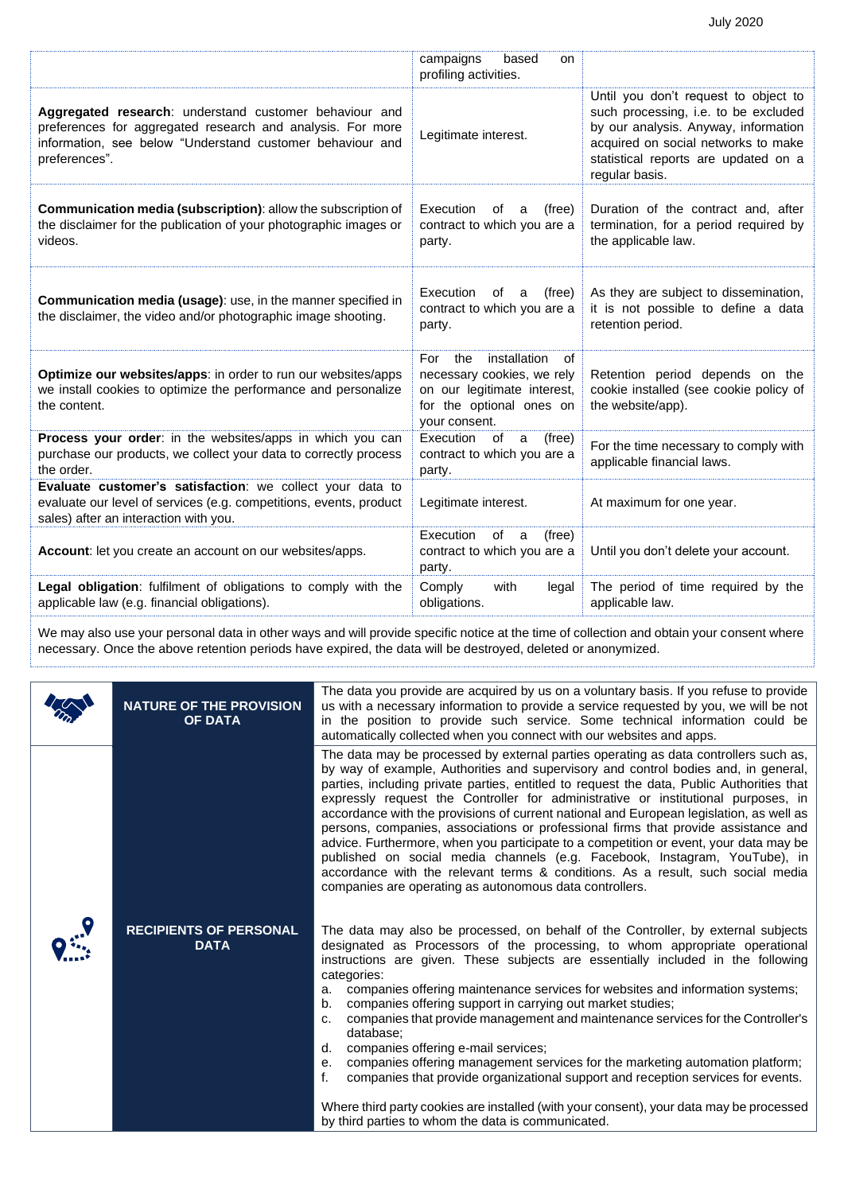| | | |
|---|---|---|
| | campaigns based on profiling activities. | |
| **Aggregated research**: understand customer behaviour and preferences for aggregated research and analysis. For more information, see below "Understand customer behaviour and preferences". | Legitimate interest. | Until you don't request to object to such processing, i.e. to be excluded by our analysis. Anyway, information acquired on social networks to make statistical reports are updated on a regular basis. |
| **Communication media (subscription)**: allow the subscription of the disclaimer for the publication of your photographic images or videos. | Execution of a (free) contract to which you are a party. | Duration of the contract and, after termination, for a period required by the applicable law. |
| **Communication media (usage)**: use, in the manner specified in the disclaimer, the video and/or photographic image shooting. | Execution of a (free) contract to which you are a party. | As they are subject to dissemination, it is not possible to define a data retention period. |
| **Optimize our websites/apps**: in order to run our websites/apps we install cookies to optimize the performance and personalize the content. | For the installation of necessary cookies, we rely on our legitimate interest, for the optional ones on your consent. | Retention period depends on the cookie installed (see cookie policy of the website/app). |
| **Process your order**: in the websites/apps in which you can purchase our products, we collect your data to correctly process the order. | Execution of a (free) contract to which you are a party. | For the time necessary to comply with applicable financial laws. |
| **Evaluate customer's satisfaction**: we collect your data to evaluate our level of services (e.g. competitions, events, product sales) after an interaction with you. | Legitimate interest. | At maximum for one year. |
| **Account**: let you create an account on our websites/apps. | Execution of a (free) contract to which you are a party. | Until you don't delete your account. |
| **Legal obligation**: fulfilment of obligations to comply with the applicable law (e.g. financial obligations). | Comply with legal obligations. | The period of time required by the applicable law. |

We may also use your personal data in other ways and will provide specific notice at the time of collection and obtain your consent where necessary. Once the above retention periods have expired, the data will be destroyed, deleted or anonymized.

## NATURE OF THE PROVISION OF DATA

The data you provide are acquired by us on a voluntary basis. If you refuse to provide us with a necessary information to provide a service requested by you, we will be not in the position to provide such service. Some technical information could be automatically collected when you connect with our websites and apps.

## RECIPIENTS OF PERSONAL DATA

The data may be processed by external parties operating as data controllers such as, by way of example, Authorities and supervisory and control bodies and, in general, parties, including private parties, entitled to request the data, Public Authorities that expressly request the Controller for administrative or institutional purposes, in accordance with the provisions of current national and European legislation, as well as persons, companies, associations or professional firms that provide assistance and advice. Furthermore, when you participate to a competition or event, your data may be published on social media channels (e.g. Facebook, Instagram, YouTube), in accordance with the relevant terms & conditions. As a result, such social media companies are operating as autonomous data controllers.

The data may also be processed, on behalf of the Controller, by external subjects designated as Processors of the processing, to whom appropriate operational instructions are given. These subjects are essentially included in the following categories:

a. companies offering maintenance services for websites and information systems;
b. companies offering support in carrying out market studies;
c. companies that provide management and maintenance services for the Controller's database;
d. companies offering e-mail services;
e. companies offering management services for the marketing automation platform;
f. companies that provide organizational support and reception services for events.

Where third party cookies are installed (with your consent), your data may be processed by third parties to whom the data is communicated.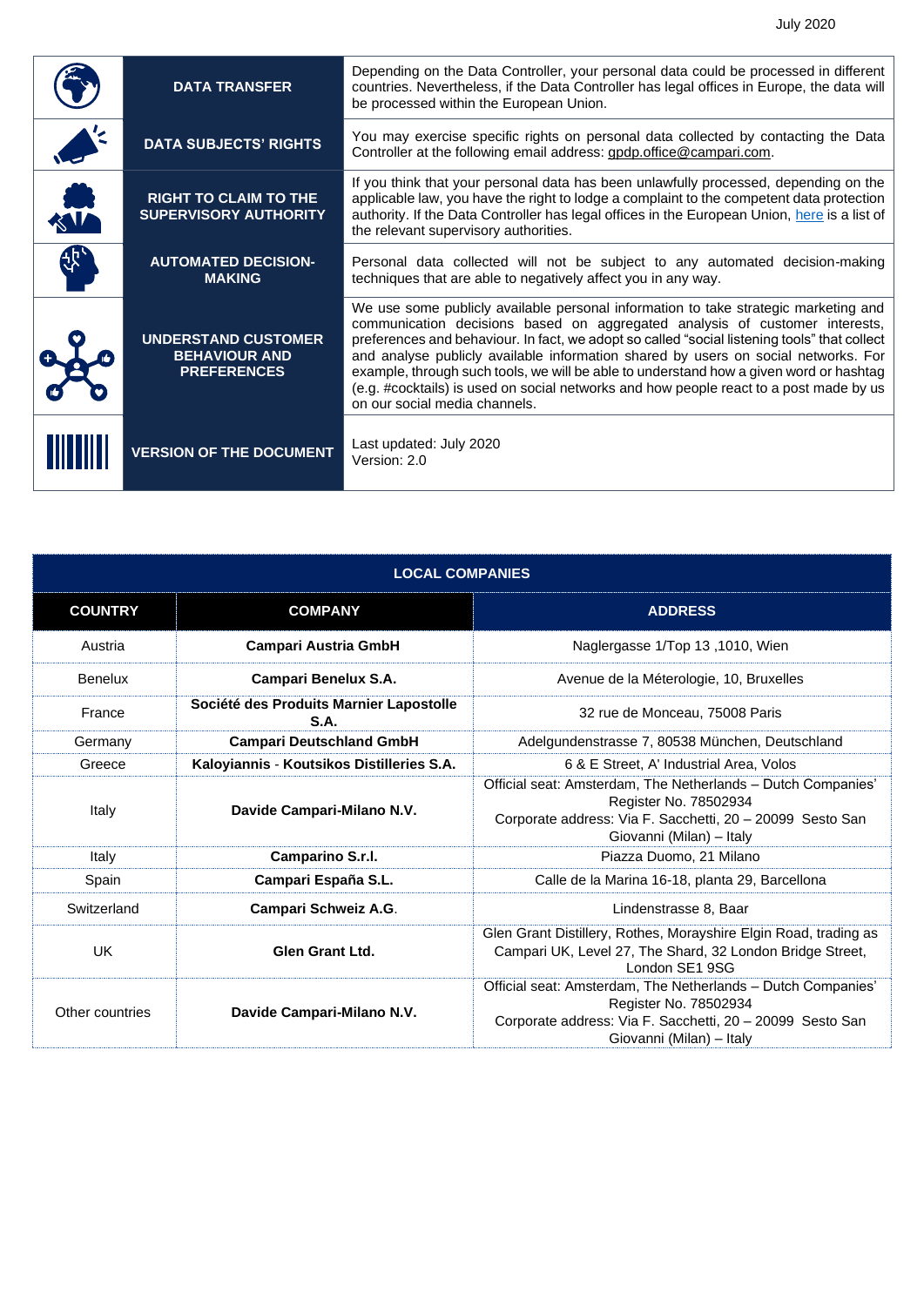| | | |
|---|---|---|
| | **DATA TRANSFER** | Depending on the Data Controller, your personal data could be processed in different countries. Nevertheless, if the Data Controller has legal offices in Europe, the data will be processed within the European Union. |
| | **DATA SUBJECTS' RIGHTS** | You may exercise specific rights on personal data collected by contacting the Data Controller at the following email address: gpdp.office@campari.com. |
| | **RIGHT TO CLAIM TO THE SUPERVISORY AUTHORITY** | If you think that your personal data has been unlawfully processed, depending on the applicable law, you have the right to lodge a complaint to the competent data protection authority. If the Data Controller has legal offices in the European Union, here is a list of the relevant supervisory authorities. |
| | **AUTOMATED DECISION-MAKING** | Personal data collected will not be subject to any automated decision-making techniques that are able to negatively affect you in any way. |
| | **UNDERSTAND CUSTOMER BEHAVIOUR AND PREFERENCES** | We use some publicly available personal information to take strategic marketing and communication decisions based on aggregated analysis of customer interests, preferences and behaviour. In fact, we adopt so called "social listening tools" that collect and analyse publicly available information shared by users on social networks. For example, through such tools, we will be able to understand how a given word or hashtag (e.g. #cocktails) is used on social networks and how people react to a post made by us on our social media channels. |
| | **VERSION OF THE DOCUMENT** | Last updated: July 2020<br>Version: 2.0 |

**LOCAL COMPANIES**

| COUNTRY | COMPANY | ADDRESS |
|---|---|---|
| Austria | **Campari Austria GmbH** | Naglergasse 1/Top 13 ,1010, Wien |
| Benelux | **Campari Benelux S.A.** | Avenue de la Méterologie, 10, Bruxelles |
| France | **Société des Produits Marnier Lapostolle S.A.** | 32 rue de Monceau, 75008 Paris |
| Germany | **Campari Deutschland GmbH** | Adelgundenstrasse 7, 80538 München, Deutschland |
| Greece | **Kaloyiannis - Koutsikos Distilleries S.A.** | 6 & E Street, A' Industrial Area, Volos |
| Italy | **Davide Campari-Milano N.V.** | Official seat: Amsterdam, The Netherlands – Dutch Companies' Register No. 78502934<br>Corporate address: Via F. Sacchetti, 20 – 20099 Sesto San Giovanni (Milan) – Italy |
| Italy | **Camparino S.r.l.** | Piazza Duomo, 21 Milano |
| Spain | **Campari España S.L.** | Calle de la Marina 16-18, planta 29, Barcellona |
| Switzerland | **Campari Schweiz A.G**. | Lindenstrasse 8, Baar |
| UK | **Glen Grant Ltd.** | Glen Grant Distillery, Rothes, Morayshire Elgin Road, trading as Campari UK, Level 27, The Shard, 32 London Bridge Street, London SE1 9SG |
| Other countries | **Davide Campari-Milano N.V.** | Official seat: Amsterdam, The Netherlands – Dutch Companies' Register No. 78502934<br>Corporate address: Via F. Sacchetti, 20 – 20099 Sesto San Giovanni (Milan) – Italy |